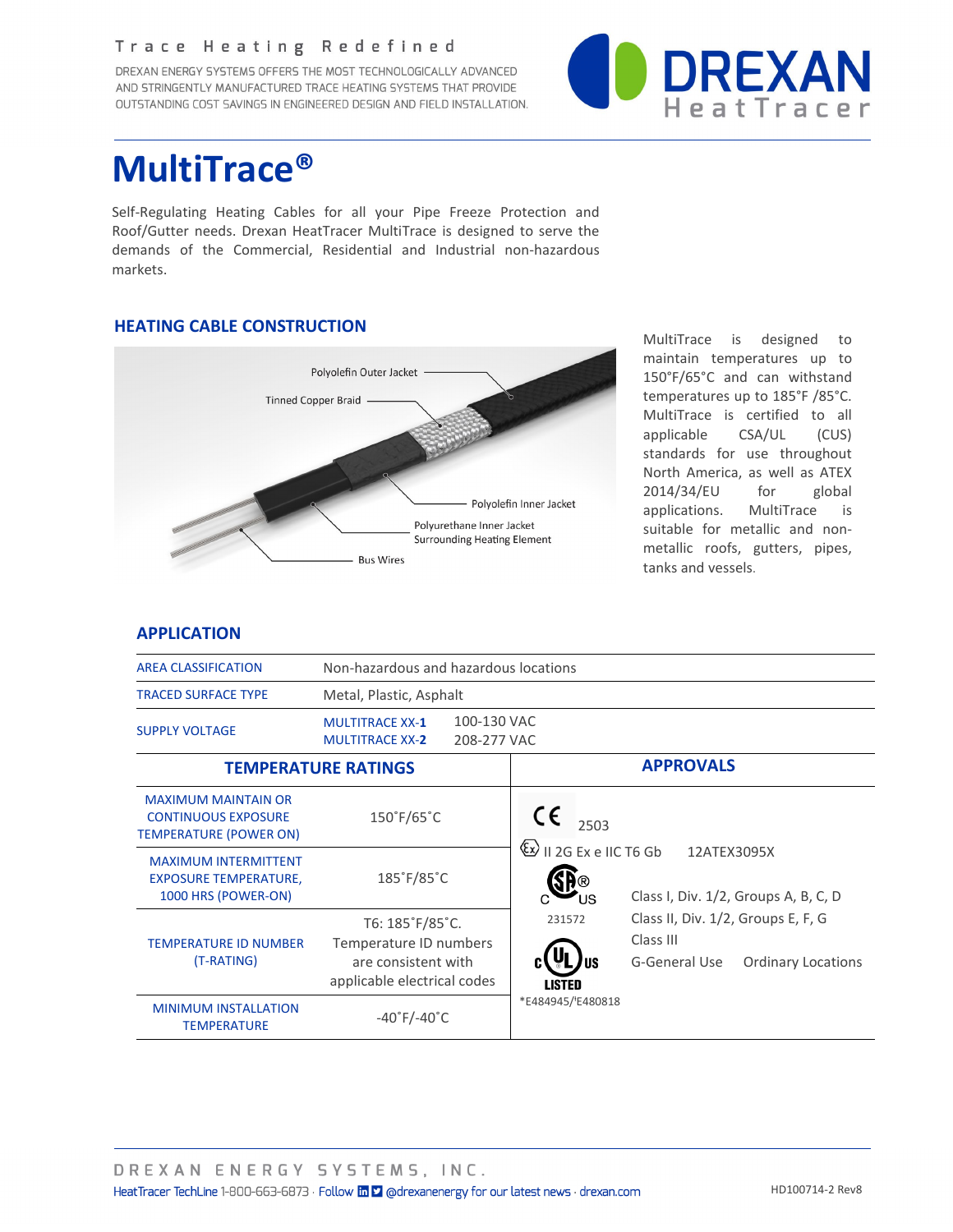Trace Heating Redefined

DREXAN ENERGY SYSTEMS OFFERS THE MOST TECHNOLOGICALLY ADVANCED AND STRINGENTLY MANUFACTURED TRACE HEATING SYSTEMS THAT PROVIDE OUTSTANDING COST SAVINGS IN ENGINEERED DESIGN AND FIELD INSTALLATION.

DREXAN HeatTracer

# MultiTrace®

Self-Regulating Heating Cables for all your Pipe Freeze Protection and Roof/Gutter needs. Drexan HeatTracer MultiTrace is designed to serve the demands of the Commercial, Residential and Industrial non-hazardous markets.

## HEATING CABLE CONSTRUCTION

Polyolefin Outer Jacket
Tinned Copper Braid
Polyolefin Inner Jacket
Polyurethane Inner Jacket Surrounding Heating Element
Bus Wires

MultiTrace is designed to maintain temperatures up to 150°F/65°C and can withstand temperatures up to 185°F /85°C. MultiTrace is certified to all applicable CSA/UL (CUS) standards for use throughout North America, as well as ATEX 2014/34/EU for global applications. MultiTrace is suitable for metallic and non-metallic roofs, gutters, pipes, tanks and vessels.

## APPLICATION

| | | |
|---|---|---|
| AREA CLASSIFICATION | Non-hazardous and hazardous locations | |
| TRACED SURFACE TYPE | Metal, Plastic, Asphalt | |
| SUPPLY VOLTAGE | MULTITRACE XX-**1**<br>MULTITRACE XX-**2** | 100-130 VAC<br>208-277 VAC |

| TEMPERATURE RATINGS | | APPROVALS |
|---|---|---|
| MAXIMUM MAINTAIN OR CONTINUOUS EXPOSURE TEMPERATURE (POWER ON) | 150˚F/65˚C | CE 2503<br>II 2G Ex e IIC T6 Gb 12ATEX3095X |
| MAXIMUM INTERMITTENT EXPOSURE TEMPERATURE, 1000 HRS (POWER-ON) | 185˚F/85˚C | CSA C US 231572 — Class I, Div. 1/2, Groups A, B, C, D; Class II, Div. 1/2, Groups E, F, G; Class III |
| TEMPERATURE ID NUMBER (T-RATING) | T6: 185˚F/85˚C. Temperature ID numbers are consistent with applicable electrical codes | c UL us LISTED *E484945/ᴵE480818 — G-General Use Ordinary Locations |
| MINIMUM INSTALLATION TEMPERATURE | -40˚F/-40˚C | |

DREXAN ENERGY SYSTEMS, INC.

HeatTracer TechLine 1-800-663-6873 · Follow @drexanenergy for our latest news · drexan.com

HD100714-2 Rev8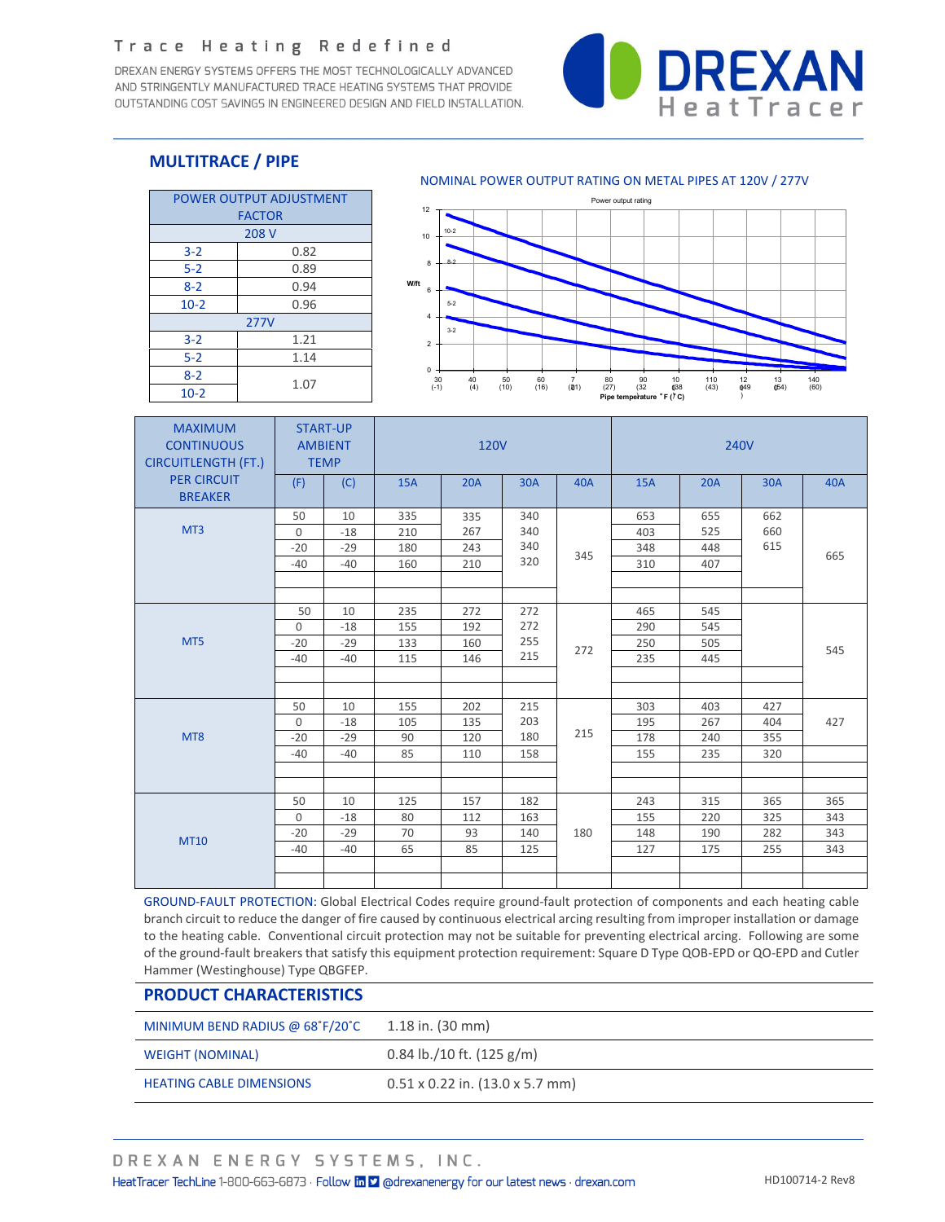## MULTITRACE / PIPE

| POWER OUTPUT ADJUSTMENT FACTOR | |
|---|---|
| **208 V** | |
| 3-2 | 0.82 |
| 5-2 | 0.89 |
| 8-2 | 0.94 |
| 10-2 | 0.96 |
| **277V** | |
| 3-2 | 1.21 |
| 5-2 | 1.14 |
| 8-2 | 1.07 |
| 10-2 | 1.07 |

NOMINAL POWER OUTPUT RATING ON METAL PIPES AT 120V / 277V

| MAXIMUM CONTINUOUS CIRCUITLENGTH (FT.) PER CIRCUIT BREAKER | START-UP AMBIENT TEMP | | 120V | | | | 240V | | | |
|---|---|---|---|---|---|---|---|---|---|---|
| | (F) | (C) | 15A | 20A | 30A | 40A | 15A | 20A | 30A | 40A |
| MT3 | 50 | 10 | 335 | 335 | 340 | 345 | 653 | 655 | 662 | 665 |
| | 0 | -18 | 210 | 267 | 340 | | 403 | 525 | 660 | |
| | -20 | -29 | 180 | 243 | 340 | | 348 | 448 | 615 | |
| | -40 | -40 | 160 | 210 | 320 | | 310 | 407 | | |
| MT5 | 50 | 10 | 235 | 272 | 272 | 272 | 465 | 545 | | 545 |
| | 0 | -18 | 155 | 192 | 272 | | 290 | 545 | | |
| | -20 | -29 | 133 | 160 | 255 | | 250 | 505 | | |
| | -40 | -40 | 115 | 146 | 215 | | 235 | 445 | | |
| MT8 | 50 | 10 | 155 | 202 | 215 | 215 | 303 | 403 | 427 | 427 |
| | 0 | -18 | 105 | 135 | 203 | | 195 | 267 | 404 | |
| | -20 | -29 | 90 | 120 | 180 | | 178 | 240 | 355 | |
| | -40 | -40 | 85 | 110 | 158 | | 155 | 235 | 320 | |
| MT10 | 50 | 10 | 125 | 157 | 182 | 180 | 243 | 315 | 365 | 365 |
| | 0 | -18 | 80 | 112 | 163 | | 155 | 220 | 325 | 343 |
| | -20 | -29 | 70 | 93 | 140 | | 148 | 190 | 282 | 343 |
| | -40 | -40 | 65 | 85 | 125 | | 127 | 175 | 255 | 343 |

GROUND-FAULT PROTECTION: Global Electrical Codes require ground-fault protection of components and each heating cable branch circuit to reduce the danger of fire caused by continuous electrical arcing resulting from improper installation or damage to the heating cable. Conventional circuit protection may not be suitable for preventing electrical arcing. Following are some of the ground-fault breakers that satisfy this equipment protection requirement: Square D Type QOB-EPD or QO-EPD and Cutler Hammer (Westinghouse) Type QBGFEP.

## PRODUCT CHARACTERISTICS

| | |
|---|---|
| MINIMUM BEND RADIUS @ 68˚F/20˚C | 1.18 in. (30 mm) |
| WEIGHT (NOMINAL) | 0.84 lb./10 ft. (125 g/m) |
| HEATING CABLE DIMENSIONS | 0.51 x 0.22 in. (13.0 x 5.7 mm) |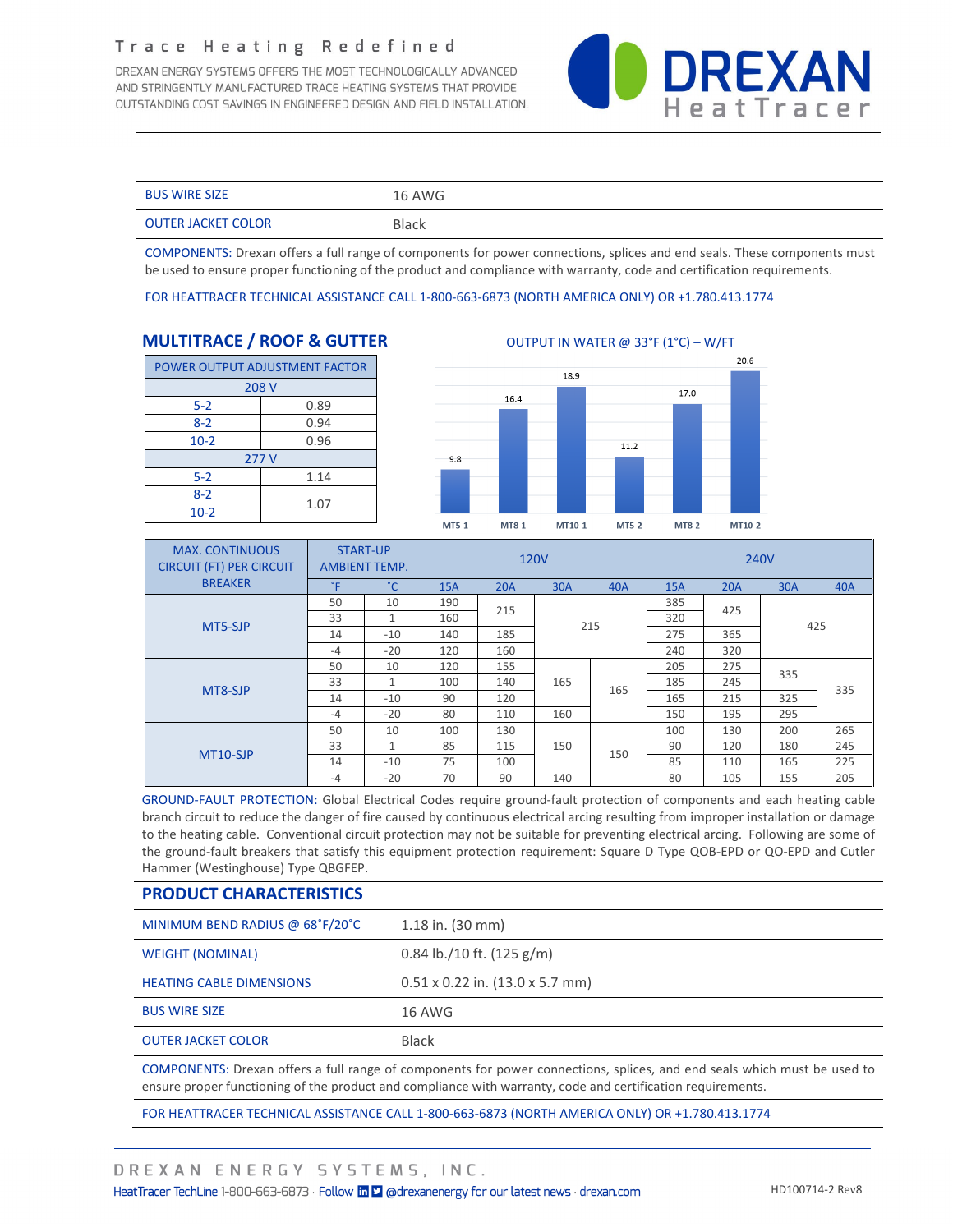| BUS WIRE SIZE | 16 AWG |
|---|---|
| OUTER JACKET COLOR | Black |

COMPONENTS: Drexan offers a full range of components for power connections, splices and end seals. These components must be used to ensure proper functioning of the product and compliance with warranty, code and certification requirements.

FOR HEATTRACER TECHNICAL ASSISTANCE CALL 1-800-663-6873 (NORTH AMERICA ONLY) OR +1.780.413.1774

## MULTITRACE / ROOF & GUTTER

| POWER OUTPUT ADJUSTMENT FACTOR | |
|---|---|
| 208 V | |
| 5-2 | 0.89 |
| 8-2 | 0.94 |
| 10-2 | 0.96 |
| 277 V | |
| 5-2 | 1.14 |
| 8-2 | 1.07 |
| 10-2 | 1.07 |

OUTPUT IN WATER @ 33°F (1°C) – W/FT

| MT5-1 | MT8-1 | MT10-1 | MT5-2 | MT8-2 | MT10-2 |
|---|---|---|---|---|---|
| 9.8 | 16.4 | 18.9 | 11.2 | 17.0 | 20.6 |

| MAX. CONTINUOUS CIRCUIT (FT) PER CIRCUIT BREAKER | START-UP AMBIENT TEMP. | | 120V | | | | 240V | | | |
|---|---|---|---|---|---|---|---|---|---|---|
| | ˚F | ˚C | 15A | 20A | 30A | 40A | 15A | 20A | 30A | 40A |
| MT5-SJP | 50 | 10 | 190 | 215 | 215 | 215 | 385 | 425 | 425 | 425 |
| | 33 | 1 | 160 | 215 | 215 | 215 | 320 | 425 | 425 | 425 |
| | 14 | -10 | 140 | 185 | 215 | 215 | 275 | 365 | 425 | 425 |
| | -4 | -20 | 120 | 160 | 215 | 215 | 240 | 320 | 425 | 425 |
| MT8-SJP | 50 | 10 | 120 | 155 | 165 | 165 | 205 | 275 | 335 | 335 |
| | 33 | 1 | 100 | 140 | 165 | 165 | 185 | 245 | 335 | 335 |
| | 14 | -10 | 90 | 120 | 165 | 165 | 165 | 215 | 325 | 335 |
| | -4 | -20 | 80 | 110 | 160 | 165 | 150 | 195 | 295 | 335 |
| MT10-SJP | 50 | 10 | 100 | 130 | 150 | 150 | 100 | 130 | 200 | 265 |
| | 33 | 1 | 85 | 115 | 150 | 150 | 90 | 120 | 180 | 245 |
| | 14 | -10 | 75 | 100 | 150 | 150 | 85 | 110 | 165 | 225 |
| | -4 | -20 | 70 | 90 | 140 | 150 | 80 | 105 | 155 | 205 |

GROUND-FAULT PROTECTION: Global Electrical Codes require ground-fault protection of components and each heating cable branch circuit to reduce the danger of fire caused by continuous electrical arcing resulting from improper installation or damage to the heating cable. Conventional circuit protection may not be suitable for preventing electrical arcing. Following are some of the ground-fault breakers that satisfy this equipment protection requirement: Square D Type QOB-EPD or QO-EPD and Cutler Hammer (Westinghouse) Type QBGFEP.

## PRODUCT CHARACTERISTICS

| MINIMUM BEND RADIUS @ 68˚F/20˚C | 1.18 in. (30 mm) |
|---|---|
| WEIGHT (NOMINAL) | 0.84 lb./10 ft. (125 g/m) |
| HEATING CABLE DIMENSIONS | 0.51 x 0.22 in. (13.0 x 5.7 mm) |
| BUS WIRE SIZE | 16 AWG |
| OUTER JACKET COLOR | Black |

COMPONENTS: Drexan offers a full range of components for power connections, splices, and end seals which must be used to ensure proper functioning of the product and compliance with warranty, code and certification requirements.

FOR HEATTRACER TECHNICAL ASSISTANCE CALL 1-800-663-6873 (NORTH AMERICA ONLY) OR +1.780.413.1774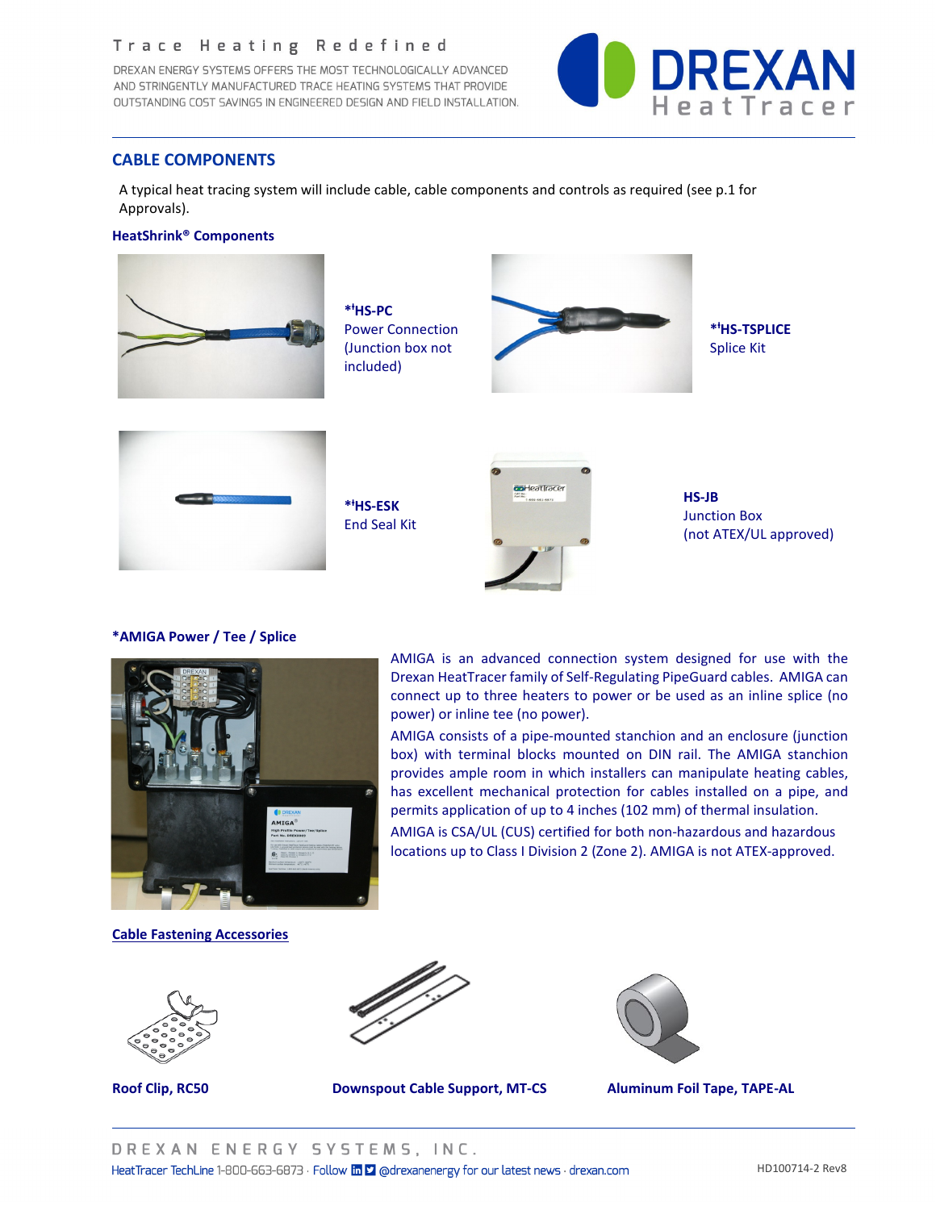Trace Heating Redefined

DREXAN ENERGY SYSTEMS OFFERS THE MOST TECHNOLOGICALLY ADVANCED AND STRINGENTLY MANUFACTURED TRACE HEATING SYSTEMS THAT PROVIDE OUTSTANDING COST SAVINGS IN ENGINEERED DESIGN AND FIELD INSTALLATION.

## CABLE COMPONENTS

A typical heat tracing system will include cable, cable components and controls as required (see p.1 for Approvals).

### HeatShrink® Components

**\*ǂHS-PC**
Power Connection
(Junction box not included)

**\*ǂHS-TSPLICE**
Splice Kit

**\*ǂHS-ESK**
End Seal Kit

**HS-JB**
Junction Box
(not ATEX/UL approved)

### *AMIGA Power / Tee / Splice

AMIGA is an advanced connection system designed for use with the Drexan HeatTracer family of Self-Regulating PipeGuard cables. AMIGA can connect up to three heaters to power or be used as an inline splice (no power) or inline tee (no power).

AMIGA consists of a pipe-mounted stanchion and an enclosure (junction box) with terminal blocks mounted on DIN rail. The AMIGA stanchion provides ample room in which installers can manipulate heating cables, has excellent mechanical protection for cables installed on a pipe, and permits application of up to 4 inches (102 mm) of thermal insulation.

AMIGA is CSA/UL (CUS) certified for both non-hazardous and hazardous locations up to Class I Division 2 (Zone 2). AMIGA is not ATEX-approved.

### Cable Fastening Accessories

**Roof Clip, RC50**

**Downspout Cable Support, MT-CS**

**Aluminum Foil Tape, TAPE-AL**

DREXAN ENERGY SYSTEMS, INC.
HeatTracer TechLine 1-800-663-6873 · Follow @drexanenergy for our latest news · drexan.com

HD100714-2 Rev8